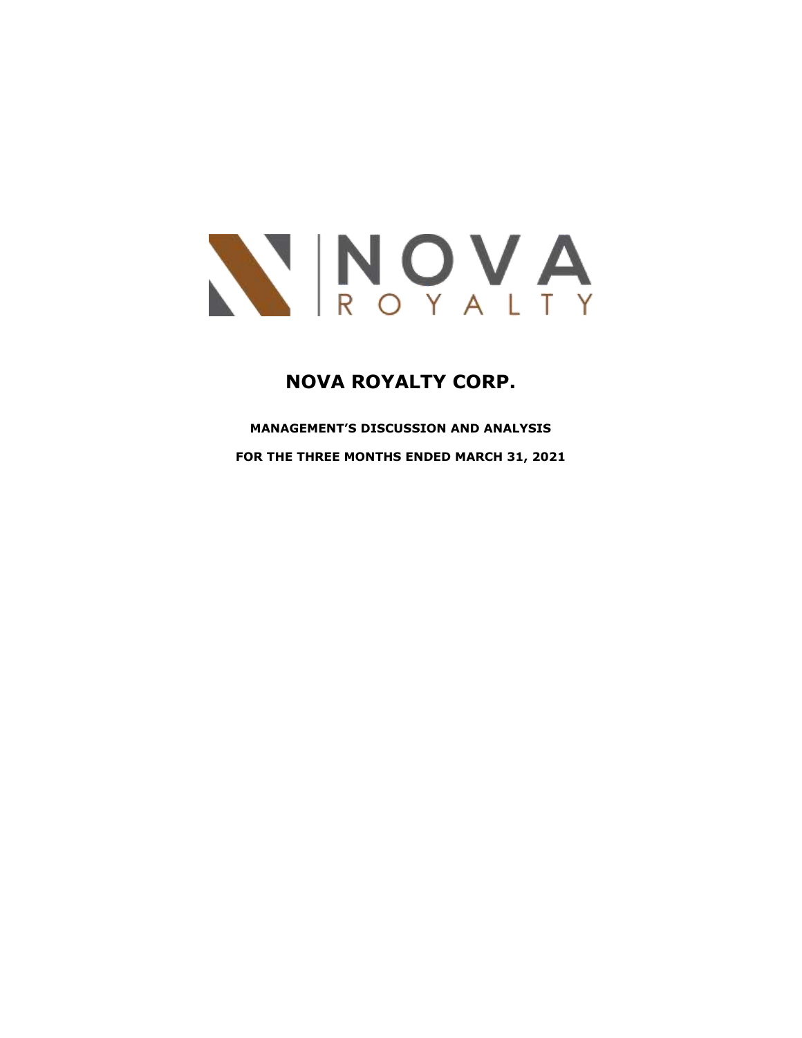# NOVA ROYALTY CORP.

**MANAGEMENT'S DISCUSSION AND ANALYSIS**

**FOR THE THREE MONTHS ENDED MARCH 31, 2021**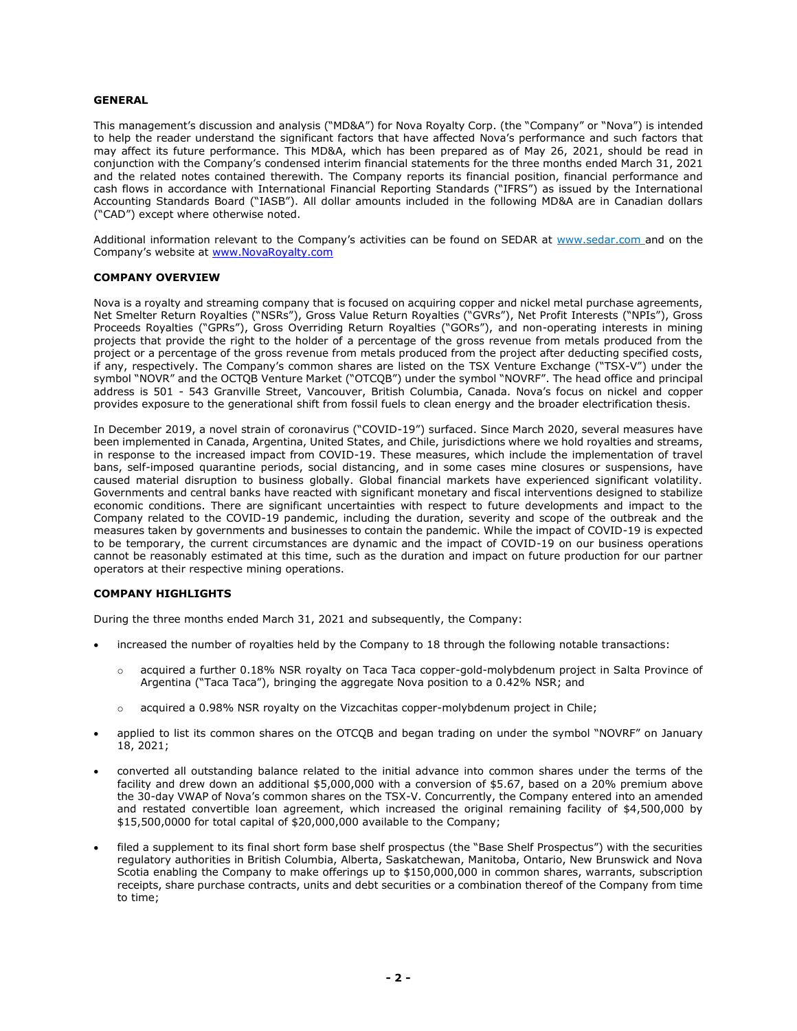## GENERAL

This management's discussion and analysis ("MD&A") for Nova Royalty Corp. (the "Company" or "Nova") is intended to help the reader understand the significant factors that have affected Nova's performance and such factors that may affect its future performance. This MD&A, which has been prepared as of May 26, 2021, should be read in conjunction with the Company's condensed interim financial statements for the three months ended March 31, 2021 and the related notes contained therewith. The Company reports its financial position, financial performance and cash flows in accordance with International Financial Reporting Standards ("IFRS") as issued by the International Accounting Standards Board ("IASB"). All dollar amounts included in the following MD&A are in Canadian dollars ("CAD") except where otherwise noted.

Additional information relevant to the Company's activities can be found on SEDAR at www.sedar.com and on the Company's website at www.NovaRoyalty.com

## COMPANY OVERVIEW

Nova is a royalty and streaming company that is focused on acquiring copper and nickel metal purchase agreements, Net Smelter Return Royalties ("NSRs"), Gross Value Return Royalties ("GVRs"), Net Profit Interests ("NPIs"), Gross Proceeds Royalties ("GPRs"), Gross Overriding Return Royalties ("GORs"), and non-operating interests in mining projects that provide the right to the holder of a percentage of the gross revenue from metals produced from the project or a percentage of the gross revenue from metals produced from the project after deducting specified costs, if any, respectively. The Company's common shares are listed on the TSX Venture Exchange ("TSX-V") under the symbol "NOVR" and the OCTQB Venture Market ("OTCQB") under the symbol "NOVRF". The head office and principal address is 501 - 543 Granville Street, Vancouver, British Columbia, Canada. Nova's focus on nickel and copper provides exposure to the generational shift from fossil fuels to clean energy and the broader electrification thesis.

In December 2019, a novel strain of coronavirus ("COVID-19") surfaced. Since March 2020, several measures have been implemented in Canada, Argentina, United States, and Chile, jurisdictions where we hold royalties and streams, in response to the increased impact from COVID-19. These measures, which include the implementation of travel bans, self-imposed quarantine periods, social distancing, and in some cases mine closures or suspensions, have caused material disruption to business globally. Global financial markets have experienced significant volatility. Governments and central banks have reacted with significant monetary and fiscal interventions designed to stabilize economic conditions. There are significant uncertainties with respect to future developments and impact to the Company related to the COVID-19 pandemic, including the duration, severity and scope of the outbreak and the measures taken by governments and businesses to contain the pandemic. While the impact of COVID-19 is expected to be temporary, the current circumstances are dynamic and the impact of COVID-19 on our business operations cannot be reasonably estimated at this time, such as the duration and impact on future production for our partner operators at their respective mining operations.

## COMPANY HIGHLIGHTS

During the three months ended March 31, 2021 and subsequently, the Company:

- increased the number of royalties held by the Company to 18 through the following notable transactions:
  - acquired a further 0.18% NSR royalty on Taca Taca copper-gold-molybdenum project in Salta Province of Argentina ("Taca Taca"), bringing the aggregate Nova position to a 0.42% NSR; and
  - acquired a 0.98% NSR royalty on the Vizcachitas copper-molybdenum project in Chile;
- applied to list its common shares on the OTCQB and began trading on under the symbol "NOVRF" on January 18, 2021;
- converted all outstanding balance related to the initial advance into common shares under the terms of the facility and drew down an additional $5,000,000 with a conversion of $5.67, based on a 20% premium above the 30-day VWAP of Nova's common shares on the TSX-V. Concurrently, the Company entered into an amended and restated convertible loan agreement, which increased the original remaining facility of $4,500,000 by $15,500,0000 for total capital of $20,000,000 available to the Company;
- filed a supplement to its final short form base shelf prospectus (the "Base Shelf Prospectus") with the securities regulatory authorities in British Columbia, Alberta, Saskatchewan, Manitoba, Ontario, New Brunswick and Nova Scotia enabling the Company to make offerings up to $150,000,000 in common shares, warrants, subscription receipts, share purchase contracts, units and debt securities or a combination thereof of the Company from time to time;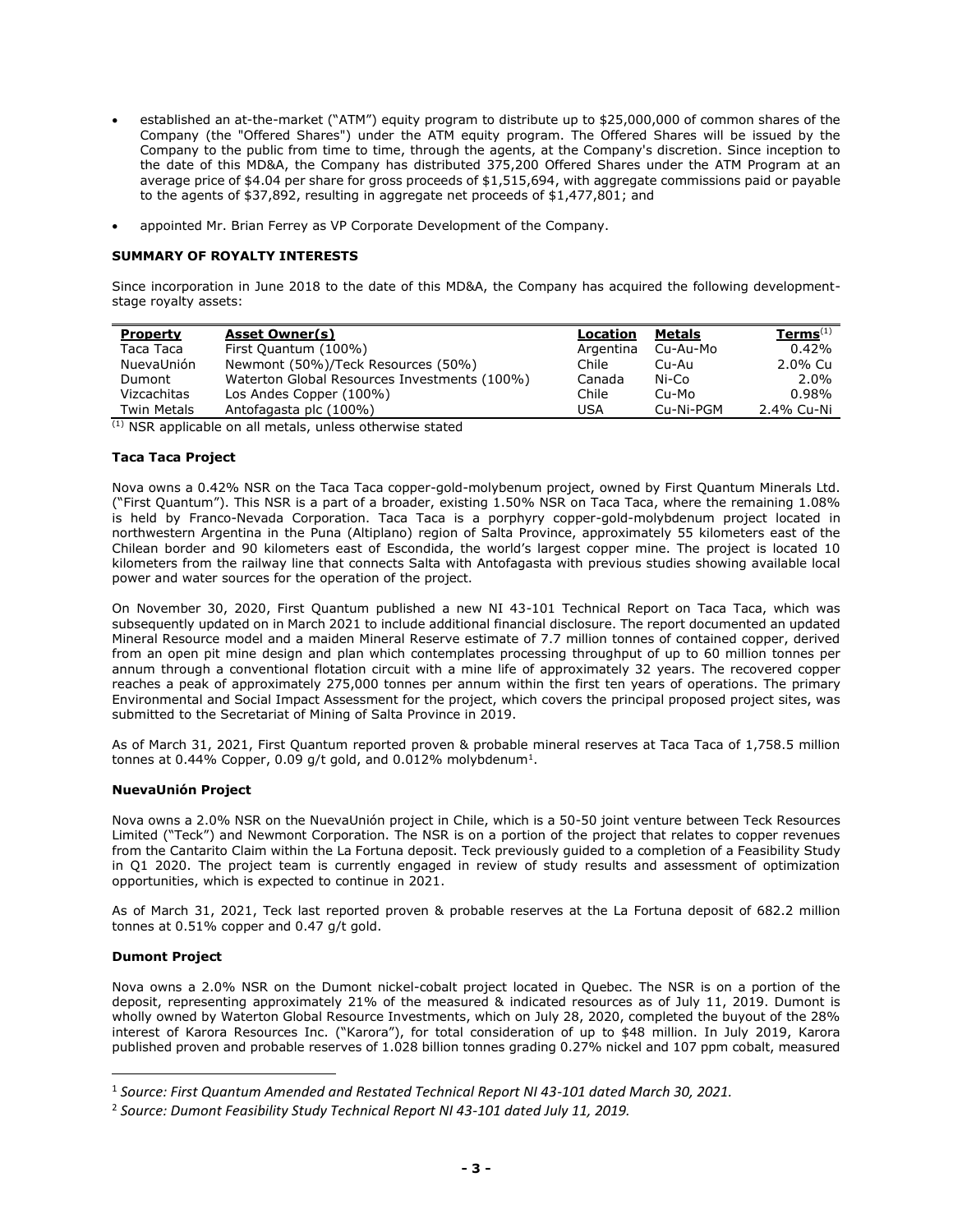- established an at-the-market ("ATM") equity program to distribute up to $25,000,000 of common shares of the Company (the "Offered Shares") under the ATM equity program. The Offered Shares will be issued by the Company to the public from time to time, through the agents, at the Company's discretion. Since inception to the date of this MD&A, the Company has distributed 375,200 Offered Shares under the ATM Program at an average price of $4.04 per share for gross proceeds of $1,515,694, with aggregate commissions paid or payable to the agents of $37,892, resulting in aggregate net proceeds of $1,477,801; and
- appointed Mr. Brian Ferrey as VP Corporate Development of the Company.

**SUMMARY OF ROYALTY INTERESTS**

Since incorporation in June 2018 to the date of this MD&A, the Company has acquired the following development-stage royalty assets:

| Property | Asset Owner(s) | Location | Metals | Terms[(1)] |
|---|---|---|---|---|
| Taca Taca | First Quantum (100%) | Argentina | Cu-Au-Mo | 0.42% |
| NuevaUnión | Newmont (50%)/Teck Resources (50%) | Chile | Cu-Au | 2.0% Cu |
| Dumont | Waterton Global Resources Investments (100%) | Canada | Ni-Co | 2.0% |
| Vizcachitas | Los Andes Copper (100%) | Chile | Cu-Mo | 0.98% |
| Twin Metals | Antofagasta plc (100%) | USA | Cu-Ni-PGM | 2.4% Cu-Ni |

(1) NSR applicable on all metals, unless otherwise stated

**Taca Taca Project**

Nova owns a 0.42% NSR on the Taca Taca copper-gold-molybenum project, owned by First Quantum Minerals Ltd. ("First Quantum"). This NSR is a part of a broader, existing 1.50% NSR on Taca Taca, where the remaining 1.08% is held by Franco-Nevada Corporation. Taca Taca is a porphyry copper-gold-molybdenum project located in northwestern Argentina in the Puna (Altiplano) region of Salta Province, approximately 55 kilometers east of the Chilean border and 90 kilometers east of Escondida, the world's largest copper mine. The project is located 10 kilometers from the railway line that connects Salta with Antofagasta with previous studies showing available local power and water sources for the operation of the project.

On November 30, 2020, First Quantum published a new NI 43-101 Technical Report on Taca Taca, which was subsequently updated on in March 2021 to include additional financial disclosure. The report documented an updated Mineral Resource model and a maiden Mineral Reserve estimate of 7.7 million tonnes of contained copper, derived from an open pit mine design and plan which contemplates processing throughput of up to 60 million tonnes per annum through a conventional flotation circuit with a mine life of approximately 32 years. The recovered copper reaches a peak of approximately 275,000 tonnes per annum within the first ten years of operations. The primary Environmental and Social Impact Assessment for the project, which covers the principal proposed project sites, was submitted to the Secretariat of Mining of Salta Province in 2019.

As of March 31, 2021, First Quantum reported proven & probable mineral reserves at Taca Taca of 1,758.5 million tonnes at 0.44% Copper, 0.09 g/t gold, and 0.012% molybdenum[1].

**NuevaUnión Project**

Nova owns a 2.0% NSR on the NuevaUnión project in Chile, which is a 50-50 joint venture between Teck Resources Limited ("Teck") and Newmont Corporation. The NSR is on a portion of the project that relates to copper revenues from the Cantarito Claim within the La Fortuna deposit. Teck previously guided to a completion of a Feasibility Study in Q1 2020. The project team is currently engaged in review of study results and assessment of optimization opportunities, which is expected to continue in 2021.

As of March 31, 2021, Teck last reported proven & probable reserves at the La Fortuna deposit of 682.2 million tonnes at 0.51% copper and 0.47 g/t gold.

**Dumont Project**

Nova owns a 2.0% NSR on the Dumont nickel-cobalt project located in Quebec. The NSR is on a portion of the deposit, representing approximately 21% of the measured & indicated resources as of July 11, 2019. Dumont is wholly owned by Waterton Global Resource Investments, which on July 28, 2020, completed the buyout of the 28% interest of Karora Resources Inc. ("Karora"), for total consideration of up to $48 million. In July 2019, Karora published proven and probable reserves of 1.028 billion tonnes grading 0.27% nickel and 107 ppm cobalt, measured

[1] *Source: First Quantum Amended and Restated Technical Report NI 43-101 dated March 30, 2021.*

[2] *Source: Dumont Feasibility Study Technical Report NI 43-101 dated July 11, 2019.*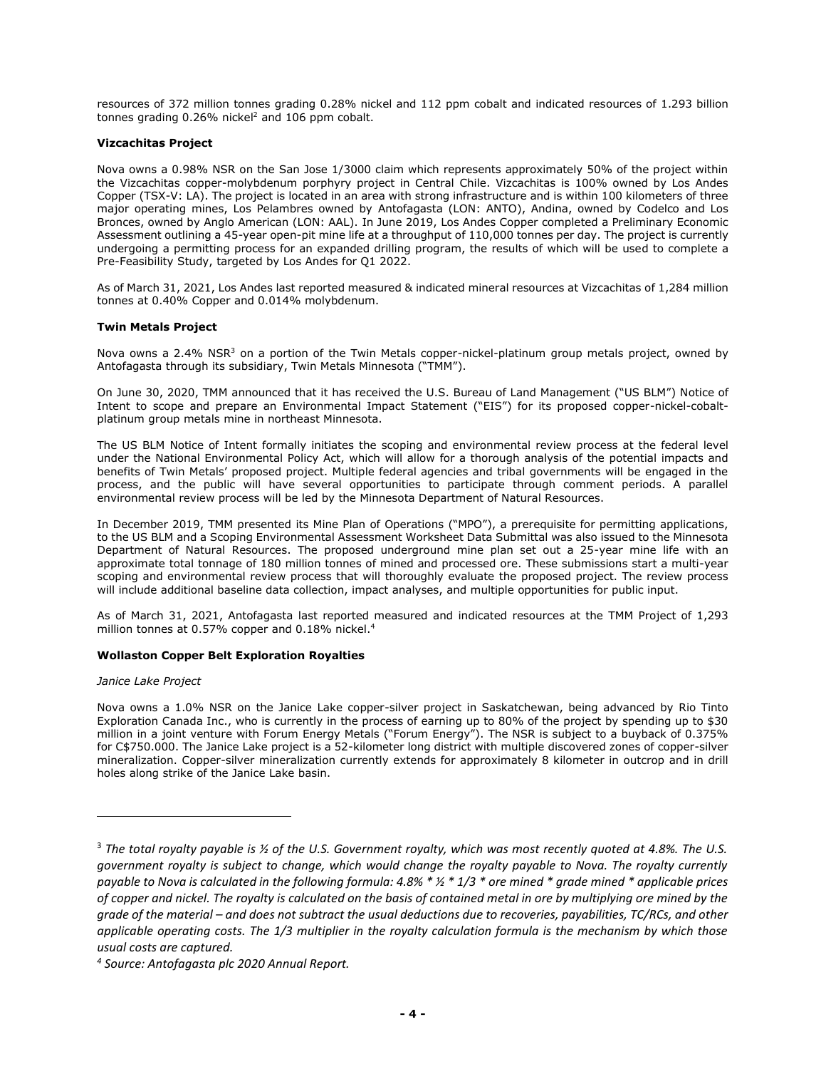resources of 372 million tonnes grading 0.28% nickel and 112 ppm cobalt and indicated resources of 1.293 billion tonnes grading 0.26% nickel[2] and 106 ppm cobalt.

**Vizcachitas Project**

Nova owns a 0.98% NSR on the San Jose 1/3000 claim which represents approximately 50% of the project within the Vizcachitas copper-molybdenum porphyry project in Central Chile. Vizcachitas is 100% owned by Los Andes Copper (TSX-V: LA). The project is located in an area with strong infrastructure and is within 100 kilometers of three major operating mines, Los Pelambres owned by Antofagasta (LON: ANTO), Andina, owned by Codelco and Los Bronces, owned by Anglo American (LON: AAL). In June 2019, Los Andes Copper completed a Preliminary Economic Assessment outlining a 45-year open-pit mine life at a throughput of 110,000 tonnes per day. The project is currently undergoing a permitting process for an expanded drilling program, the results of which will be used to complete a Pre-Feasibility Study, targeted by Los Andes for Q1 2022.

As of March 31, 2021, Los Andes last reported measured & indicated mineral resources at Vizcachitas of 1,284 million tonnes at 0.40% Copper and 0.014% molybdenum.

**Twin Metals Project**

Nova owns a 2.4% NSR[3] on a portion of the Twin Metals copper-nickel-platinum group metals project, owned by Antofagasta through its subsidiary, Twin Metals Minnesota ("TMM").

On June 30, 2020, TMM announced that it has received the U.S. Bureau of Land Management ("US BLM") Notice of Intent to scope and prepare an Environmental Impact Statement ("EIS") for its proposed copper-nickel-cobalt-platinum group metals mine in northeast Minnesota.

The US BLM Notice of Intent formally initiates the scoping and environmental review process at the federal level under the National Environmental Policy Act, which will allow for a thorough analysis of the potential impacts and benefits of Twin Metals' proposed project. Multiple federal agencies and tribal governments will be engaged in the process, and the public will have several opportunities to participate through comment periods. A parallel environmental review process will be led by the Minnesota Department of Natural Resources.

In December 2019, TMM presented its Mine Plan of Operations ("MPO"), a prerequisite for permitting applications, to the US BLM and a Scoping Environmental Assessment Worksheet Data Submittal was also issued to the Minnesota Department of Natural Resources. The proposed underground mine plan set out a 25-year mine life with an approximate total tonnage of 180 million tonnes of mined and processed ore. These submissions start a multi-year scoping and environmental review process that will thoroughly evaluate the proposed project. The review process will include additional baseline data collection, impact analyses, and multiple opportunities for public input.

As of March 31, 2021, Antofagasta last reported measured and indicated resources at the TMM Project of 1,293 million tonnes at 0.57% copper and 0.18% nickel.[4]

**Wollaston Copper Belt Exploration Royalties**

*Janice Lake Project*

Nova owns a 1.0% NSR on the Janice Lake copper-silver project in Saskatchewan, being advanced by Rio Tinto Exploration Canada Inc., who is currently in the process of earning up to 80% of the project by spending up to $30 million in a joint venture with Forum Energy Metals ("Forum Energy"). The NSR is subject to a buyback of 0.375% for C$750.000. The Janice Lake project is a 52-kilometer long district with multiple discovered zones of copper-silver mineralization. Copper-silver mineralization currently extends for approximately 8 kilometer in outcrop and in drill holes along strike of the Janice Lake basin.

---

[3] *The total royalty payable is ½ of the U.S. Government royalty, which was most recently quoted at 4.8%. The U.S. government royalty is subject to change, which would change the royalty payable to Nova. The royalty currently payable to Nova is calculated in the following formula: 4.8% * ½ * 1/3 * ore mined * grade mined * applicable prices of copper and nickel. The royalty is calculated on the basis of contained metal in ore by multiplying ore mined by the grade of the material – and does not subtract the usual deductions due to recoveries, payabilities, TC/RCs, and other applicable operating costs. The 1/3 multiplier in the royalty calculation formula is the mechanism by which those usual costs are captured.*

[4] *Source: Antofagasta plc 2020 Annual Report.*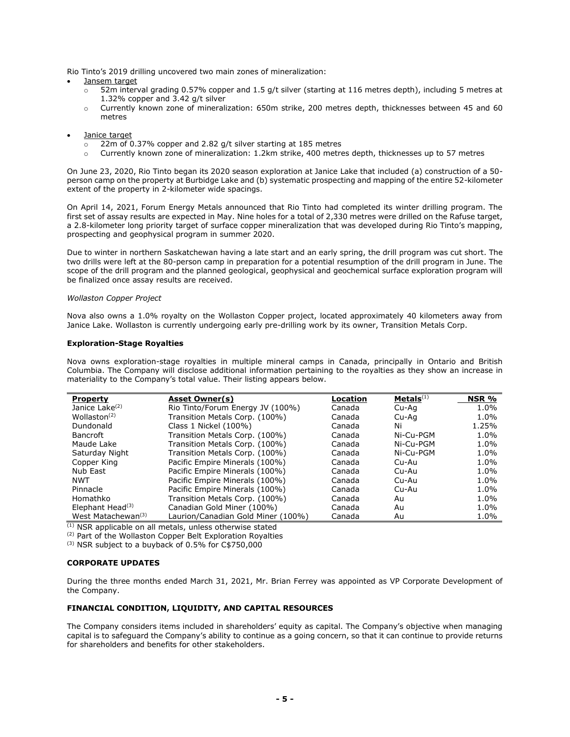Rio Tinto's 2019 drilling uncovered two main zones of mineralization:

- Jansem target
  - 52m interval grading 0.57% copper and 1.5 g/t silver (starting at 116 metres depth), including 5 metres at 1.32% copper and 3.42 g/t silver
  - Currently known zone of mineralization: 650m strike, 200 metres depth, thicknesses between 45 and 60 metres
- Janice target
  - 22m of 0.37% copper and 2.82 g/t silver starting at 185 metres
  - Currently known zone of mineralization: 1.2km strike, 400 metres depth, thicknesses up to 57 metres

On June 23, 2020, Rio Tinto began its 2020 season exploration at Janice Lake that included (a) construction of a 50-person camp on the property at Burbidge Lake and (b) systematic prospecting and mapping of the entire 52-kilometer extent of the property in 2-kilometer wide spacings.

On April 14, 2021, Forum Energy Metals announced that Rio Tinto had completed its winter drilling program. The first set of assay results are expected in May. Nine holes for a total of 2,330 metres were drilled on the Rafuse target, a 2.8-kilometer long priority target of surface copper mineralization that was developed during Rio Tinto's mapping, prospecting and geophysical program in summer 2020.

Due to winter in northern Saskatchewan having a late start and an early spring, the drill program was cut short. The two drills were left at the 80-person camp in preparation for a potential resumption of the drill program in June. The scope of the drill program and the planned geological, geophysical and geochemical surface exploration program will be finalized once assay results are received.

*Wollaston Copper Project*

Nova also owns a 1.0% royalty on the Wollaston Copper project, located approximately 40 kilometers away from Janice Lake. Wollaston is currently undergoing early pre-drilling work by its owner, Transition Metals Corp.

**Exploration-Stage Royalties**

Nova owns exploration-stage royalties in multiple mineral camps in Canada, principally in Ontario and British Columbia. The Company will disclose additional information pertaining to the royalties as they show an increase in materiality to the Company's total value. Their listing appears below.

| Property | Asset Owner(s) | Location | Metals[1] | NSR % |
|---|---|---|---|---|
| Janice Lake[2] | Rio Tinto/Forum Energy JV (100%) | Canada | Cu-Ag | 1.0% |
| Wollaston[2] | Transition Metals Corp. (100%) | Canada | Cu-Ag | 1.0% |
| Dundonald | Class 1 Nickel (100%) | Canada | Ni | 1.25% |
| Bancroft | Transition Metals Corp. (100%) | Canada | Ni-Cu-PGM | 1.0% |
| Maude Lake | Transition Metals Corp. (100%) | Canada | Ni-Cu-PGM | 1.0% |
| Saturday Night | Transition Metals Corp. (100%) | Canada | Ni-Cu-PGM | 1.0% |
| Copper King | Pacific Empire Minerals (100%) | Canada | Cu-Au | 1.0% |
| Nub East | Pacific Empire Minerals (100%) | Canada | Cu-Au | 1.0% |
| NWT | Pacific Empire Minerals (100%) | Canada | Cu-Au | 1.0% |
| Pinnacle | Pacific Empire Minerals (100%) | Canada | Cu-Au | 1.0% |
| Homathko | Transition Metals Corp. (100%) | Canada | Au | 1.0% |
| Elephant Head[3] | Canadian Gold Miner (100%) | Canada | Au | 1.0% |
| West Matachewan[3] | Laurion/Canadian Gold Miner (100%) | Canada | Au | 1.0% |

[1] NSR applicable on all metals, unless otherwise stated
[2] Part of the Wollaston Copper Belt Exploration Royalties
[3] NSR subject to a buyback of 0.5% for C$750,000

**CORPORATE UPDATES**

During the three months ended March 31, 2021, Mr. Brian Ferrey was appointed as VP Corporate Development of the Company.

**FINANCIAL CONDITION, LIQUIDITY, AND CAPITAL RESOURCES**

The Company considers items included in shareholders' equity as capital. The Company's objective when managing capital is to safeguard the Company's ability to continue as a going concern, so that it can continue to provide returns for shareholders and benefits for other stakeholders.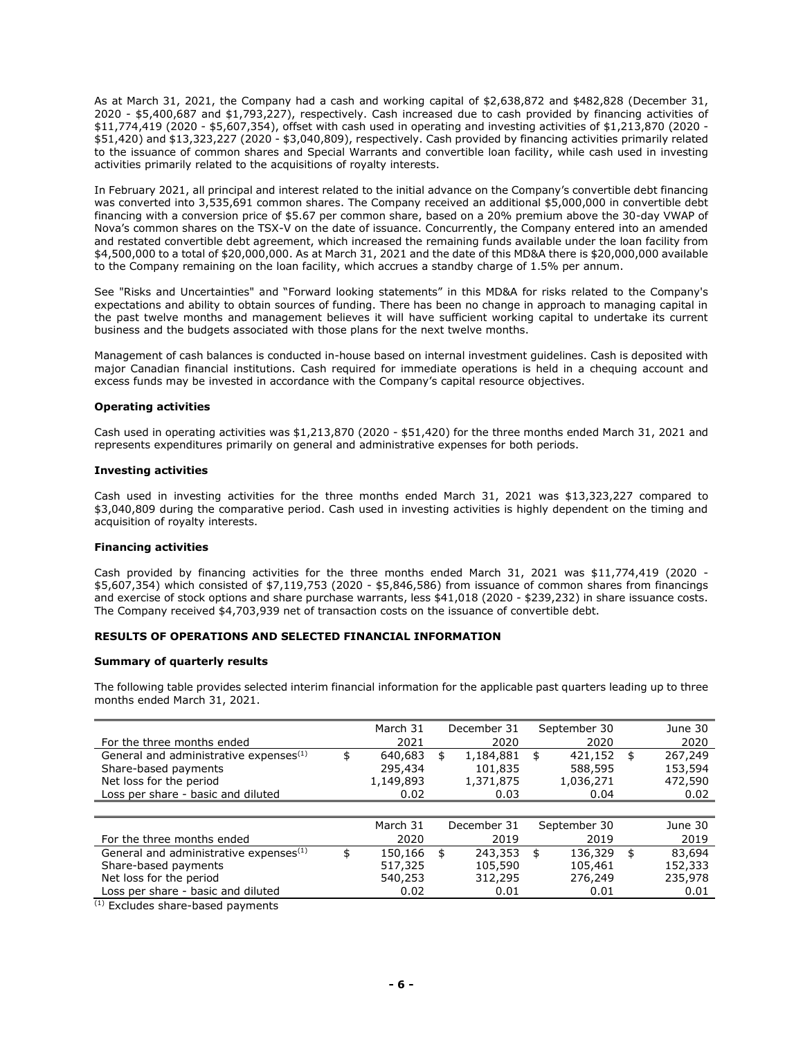As at March 31, 2021, the Company had a cash and working capital of $2,638,872 and $482,828 (December 31, 2020 - $5,400,687 and $1,793,227), respectively. Cash increased due to cash provided by financing activities of $11,774,419 (2020 - $5,607,354), offset with cash used in operating and investing activities of $1,213,870 (2020 - $51,420) and $13,323,227 (2020 - $3,040,809), respectively. Cash provided by financing activities primarily related to the issuance of common shares and Special Warrants and convertible loan facility, while cash used in investing activities primarily related to the acquisitions of royalty interests.

In February 2021, all principal and interest related to the initial advance on the Company's convertible debt financing was converted into 3,535,691 common shares. The Company received an additional $5,000,000 in convertible debt financing with a conversion price of $5.67 per common share, based on a 20% premium above the 30-day VWAP of Nova's common shares on the TSX-V on the date of issuance. Concurrently, the Company entered into an amended and restated convertible debt agreement, which increased the remaining funds available under the loan facility from $4,500,000 to a total of $20,000,000. As at March 31, 2021 and the date of this MD&A there is $20,000,000 available to the Company remaining on the loan facility, which accrues a standby charge of 1.5% per annum.

See "Risks and Uncertainties" and "Forward looking statements" in this MD&A for risks related to the Company's expectations and ability to obtain sources of funding. There has been no change in approach to managing capital in the past twelve months and management believes it will have sufficient working capital to undertake its current business and the budgets associated with those plans for the next twelve months.

Management of cash balances is conducted in-house based on internal investment guidelines. Cash is deposited with major Canadian financial institutions. Cash required for immediate operations is held in a chequing account and excess funds may be invested in accordance with the Company's capital resource objectives.

**Operating activities**

Cash used in operating activities was $1,213,870 (2020 - $51,420) for the three months ended March 31, 2021 and represents expenditures primarily on general and administrative expenses for both periods.

**Investing activities**

Cash used in investing activities for the three months ended March 31, 2021 was $13,323,227 compared to $3,040,809 during the comparative period. Cash used in investing activities is highly dependent on the timing and acquisition of royalty interests.

**Financing activities**

Cash provided by financing activities for the three months ended March 31, 2021 was $11,774,419 (2020 - $5,607,354) which consisted of $7,119,753 (2020 - $5,846,586) from issuance of common shares from financings and exercise of stock options and share purchase warrants, less $41,018 (2020 - $239,232) in share issuance costs. The Company received $4,703,939 net of transaction costs on the issuance of convertible debt.

**RESULTS OF OPERATIONS AND SELECTED FINANCIAL INFORMATION**

**Summary of quarterly results**

The following table provides selected interim financial information for the applicable past quarters leading up to three months ended March 31, 2021.

| For the three months ended | March 31 2021 | December 31 2020 | September 30 2020 | June 30 2020 |
|---|---|---|---|---|
| General and administrative expenses[(1)] | $ 640,683 | $ 1,184,881 | $ 421,152 | $ 267,249 |
| Share-based payments | 295,434 | 101,835 | 588,595 | 153,594 |
| Net loss for the period | 1,149,893 | 1,371,875 | 1,036,271 | 472,590 |
| Loss per share - basic and diluted | 0.02 | 0.03 | 0.04 | 0.02 |

| For the three months ended | March 31 2020 | December 31 2019 | September 30 2019 | June 30 2019 |
|---|---|---|---|---|
| General and administrative expenses[(1)] | $ 150,166 | $ 243,353 | $ 136,329 | $ 83,694 |
| Share-based payments | 517,325 | 105,590 | 105,461 | 152,333 |
| Net loss for the period | 540,253 | 312,295 | 276,249 | 235,978 |
| Loss per share - basic and diluted | 0.02 | 0.01 | 0.01 | 0.01 |

[(1)] Excludes share-based payments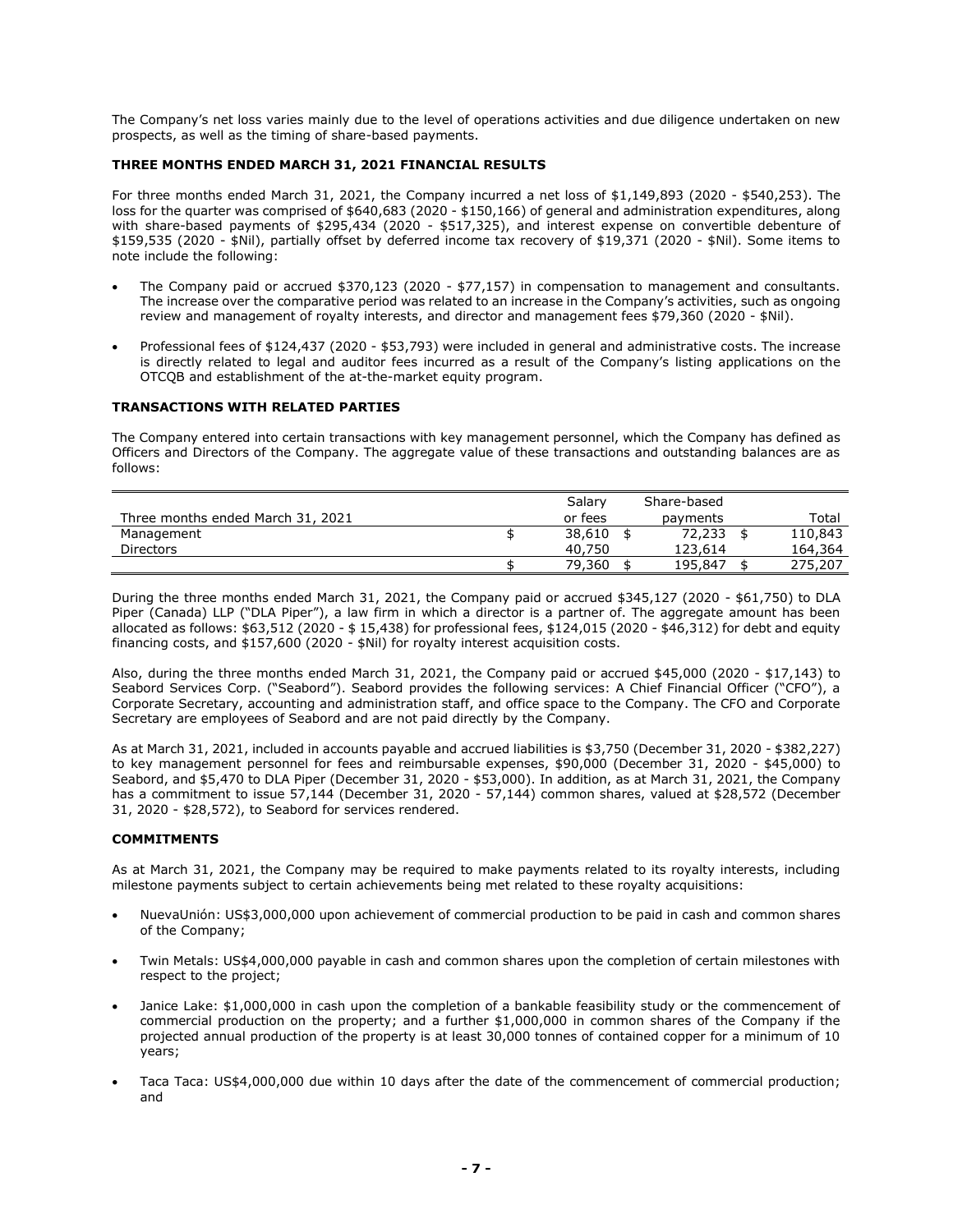The Company's net loss varies mainly due to the level of operations activities and due diligence undertaken on new prospects, as well as the timing of share-based payments.

### THREE MONTHS ENDED MARCH 31, 2021 FINANCIAL RESULTS

For three months ended March 31, 2021, the Company incurred a net loss of $1,149,893 (2020 - $540,253). The loss for the quarter was comprised of $640,683 (2020 - $150,166) of general and administration expenditures, along with share-based payments of $295,434 (2020 - $517,325), and interest expense on convertible debenture of $159,535 (2020 - $Nil), partially offset by deferred income tax recovery of $19,371 (2020 - $Nil). Some items to note include the following:

- The Company paid or accrued $370,123 (2020 - $77,157) in compensation to management and consultants. The increase over the comparative period was related to an increase in the Company's activities, such as ongoing review and management of royalty interests, and director and management fees $79,360 (2020 - $Nil).
- Professional fees of $124,437 (2020 - $53,793) were included in general and administrative costs. The increase is directly related to legal and auditor fees incurred as a result of the Company's listing applications on the OTCQB and establishment of the at-the-market equity program.

### TRANSACTIONS WITH RELATED PARTIES

The Company entered into certain transactions with key management personnel, which the Company has defined as Officers and Directors of the Company. The aggregate value of these transactions and outstanding balances are as follows:

| Three months ended March 31, 2021 | Salary or fees | Share-based payments | Total |
|---|---|---|---|
| Management | $ 38,610 | $ 72,233 | $ 110,843 |
| Directors | 40,750 | 123,614 | 164,364 |
| | $ 79,360 | $ 195,847 | $ 275,207 |

During the three months ended March 31, 2021, the Company paid or accrued $345,127 (2020 - $61,750) to DLA Piper (Canada) LLP ("DLA Piper"), a law firm in which a director is a partner of. The aggregate amount has been allocated as follows: $63,512 (2020 - $ 15,438) for professional fees, $124,015 (2020 - $46,312) for debt and equity financing costs, and $157,600 (2020 - $Nil) for royalty interest acquisition costs.

Also, during the three months ended March 31, 2021, the Company paid or accrued $45,000 (2020 - $17,143) to Seabord Services Corp. ("Seabord"). Seabord provides the following services: A Chief Financial Officer ("CFO"), a Corporate Secretary, accounting and administration staff, and office space to the Company. The CFO and Corporate Secretary are employees of Seabord and are not paid directly by the Company.

As at March 31, 2021, included in accounts payable and accrued liabilities is $3,750 (December 31, 2020 - $382,227) to key management personnel for fees and reimbursable expenses, $90,000 (December 31, 2020 - $45,000) to Seabord, and $5,470 to DLA Piper (December 31, 2020 - $53,000). In addition, as at March 31, 2021, the Company has a commitment to issue 57,144 (December 31, 2020 - 57,144) common shares, valued at $28,572 (December 31, 2020 - $28,572), to Seabord for services rendered.

### COMMITMENTS

As at March 31, 2021, the Company may be required to make payments related to its royalty interests, including milestone payments subject to certain achievements being met related to these royalty acquisitions:

- NuevaUnión: US$3,000,000 upon achievement of commercial production to be paid in cash and common shares of the Company;
- Twin Metals: US$4,000,000 payable in cash and common shares upon the completion of certain milestones with respect to the project;
- Janice Lake: $1,000,000 in cash upon the completion of a bankable feasibility study or the commencement of commercial production on the property; and a further $1,000,000 in common shares of the Company if the projected annual production of the property is at least 30,000 tonnes of contained copper for a minimum of 10 years;
- Taca Taca: US$4,000,000 due within 10 days after the date of the commencement of commercial production; and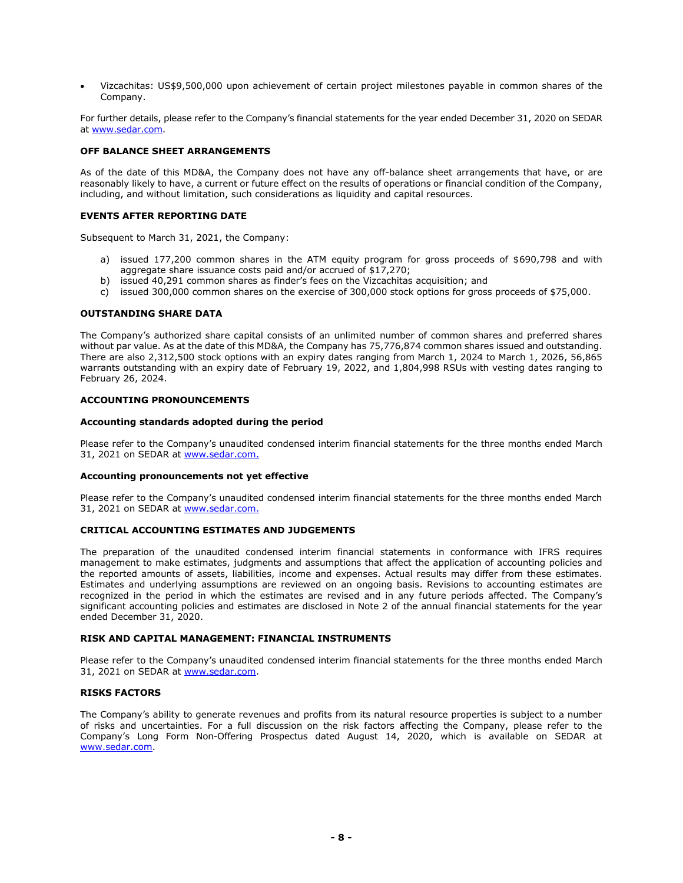- Vizcachitas: US$9,500,000 upon achievement of certain project milestones payable in common shares of the Company.

For further details, please refer to the Company's financial statements for the year ended December 31, 2020 on SEDAR at www.sedar.com.

## OFF BALANCE SHEET ARRANGEMENTS

As of the date of this MD&A, the Company does not have any off-balance sheet arrangements that have, or are reasonably likely to have, a current or future effect on the results of operations or financial condition of the Company, including, and without limitation, such considerations as liquidity and capital resources.

## EVENTS AFTER REPORTING DATE

Subsequent to March 31, 2021, the Company:

a) issued 177,200 common shares in the ATM equity program for gross proceeds of $690,798 and with aggregate share issuance costs paid and/or accrued of $17,270;
b) issued 40,291 common shares as finder's fees on the Vizcachitas acquisition; and
c) issued 300,000 common shares on the exercise of 300,000 stock options for gross proceeds of $75,000.

## OUTSTANDING SHARE DATA

The Company's authorized share capital consists of an unlimited number of common shares and preferred shares without par value. As at the date of this MD&A, the Company has 75,776,874 common shares issued and outstanding. There are also 2,312,500 stock options with an expiry dates ranging from March 1, 2024 to March 1, 2026, 56,865 warrants outstanding with an expiry date of February 19, 2022, and 1,804,998 RSUs with vesting dates ranging to February 26, 2024.

## ACCOUNTING PRONOUNCEMENTS

### Accounting standards adopted during the period

Please refer to the Company's unaudited condensed interim financial statements for the three months ended March 31, 2021 on SEDAR at www.sedar.com.

### Accounting pronouncements not yet effective

Please refer to the Company's unaudited condensed interim financial statements for the three months ended March 31, 2021 on SEDAR at www.sedar.com.

## CRITICAL ACCOUNTING ESTIMATES AND JUDGEMENTS

The preparation of the unaudited condensed interim financial statements in conformance with IFRS requires management to make estimates, judgments and assumptions that affect the application of accounting policies and the reported amounts of assets, liabilities, income and expenses. Actual results may differ from these estimates. Estimates and underlying assumptions are reviewed on an ongoing basis. Revisions to accounting estimates are recognized in the period in which the estimates are revised and in any future periods affected. The Company's significant accounting policies and estimates are disclosed in Note 2 of the annual financial statements for the year ended December 31, 2020.

## RISK AND CAPITAL MANAGEMENT: FINANCIAL INSTRUMENTS

Please refer to the Company's unaudited condensed interim financial statements for the three months ended March 31, 2021 on SEDAR at www.sedar.com.

## RISKS FACTORS

The Company's ability to generate revenues and profits from its natural resource properties is subject to a number of risks and uncertainties. For a full discussion on the risk factors affecting the Company, please refer to the Company's Long Form Non-Offering Prospectus dated August 14, 2020, which is available on SEDAR at www.sedar.com.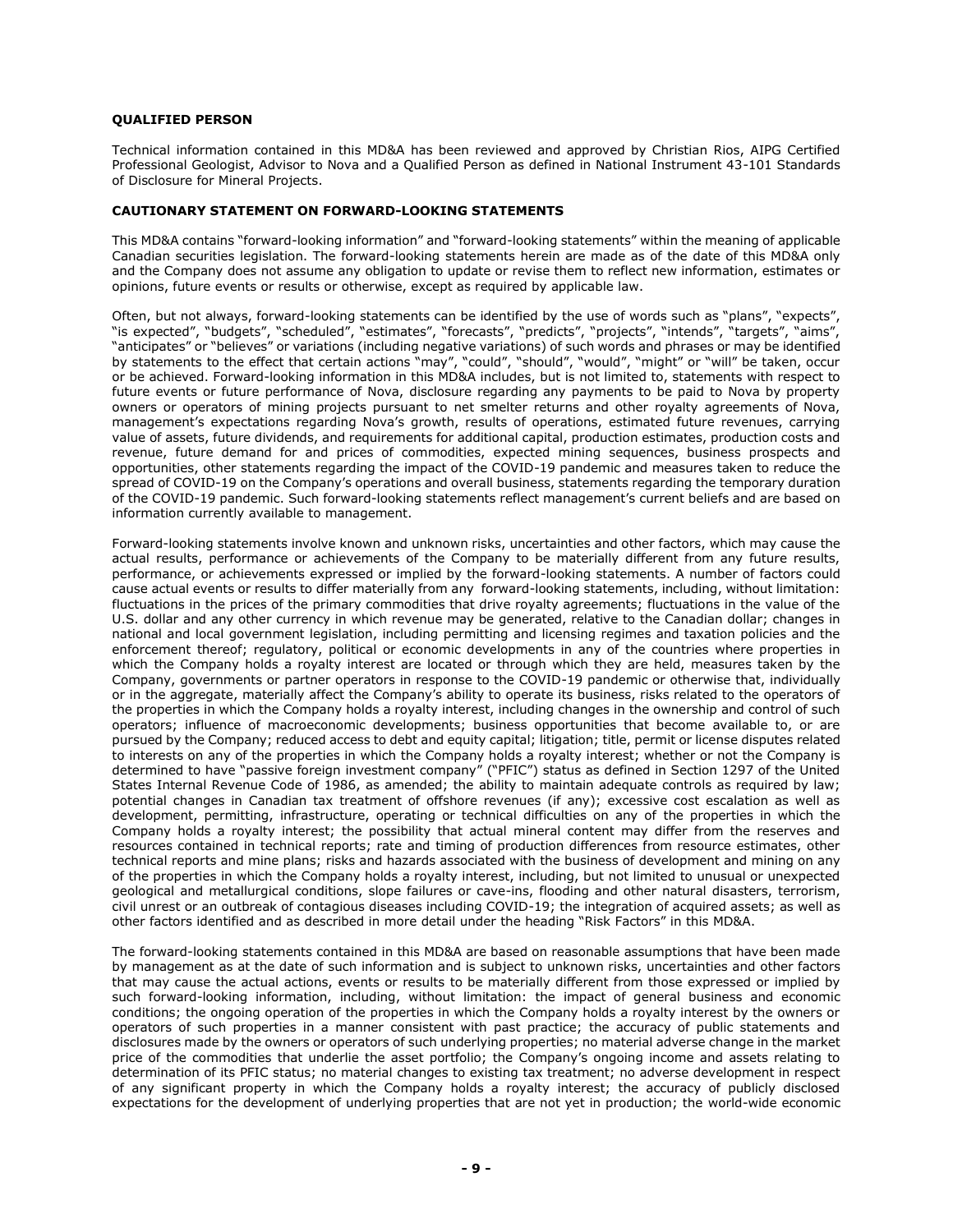**QUALIFIED PERSON**

Technical information contained in this MD&A has been reviewed and approved by Christian Rios, AIPG Certified Professional Geologist, Advisor to Nova and a Qualified Person as defined in National Instrument 43-101 Standards of Disclosure for Mineral Projects.

**CAUTIONARY STATEMENT ON FORWARD-LOOKING STATEMENTS**

This MD&A contains "forward-looking information" and "forward-looking statements" within the meaning of applicable Canadian securities legislation. The forward-looking statements herein are made as of the date of this MD&A only and the Company does not assume any obligation to update or revise them to reflect new information, estimates or opinions, future events or results or otherwise, except as required by applicable law.

Often, but not always, forward-looking statements can be identified by the use of words such as "plans", "expects", "is expected", "budgets", "scheduled", "estimates", "forecasts", "predicts", "projects", "intends", "targets", "aims", "anticipates" or "believes" or variations (including negative variations) of such words and phrases or may be identified by statements to the effect that certain actions "may", "could", "should", "would", "might" or "will" be taken, occur or be achieved. Forward-looking information in this MD&A includes, but is not limited to, statements with respect to future events or future performance of Nova, disclosure regarding any payments to be paid to Nova by property owners or operators of mining projects pursuant to net smelter returns and other royalty agreements of Nova, management's expectations regarding Nova's growth, results of operations, estimated future revenues, carrying value of assets, future dividends, and requirements for additional capital, production estimates, production costs and revenue, future demand for and prices of commodities, expected mining sequences, business prospects and opportunities, other statements regarding the impact of the COVID-19 pandemic and measures taken to reduce the spread of COVID-19 on the Company's operations and overall business, statements regarding the temporary duration of the COVID-19 pandemic. Such forward-looking statements reflect management's current beliefs and are based on information currently available to management.

Forward-looking statements involve known and unknown risks, uncertainties and other factors, which may cause the actual results, performance or achievements of the Company to be materially different from any future results, performance, or achievements expressed or implied by the forward-looking statements. A number of factors could cause actual events or results to differ materially from any forward-looking statements, including, without limitation: fluctuations in the prices of the primary commodities that drive royalty agreements; fluctuations in the value of the U.S. dollar and any other currency in which revenue may be generated, relative to the Canadian dollar; changes in national and local government legislation, including permitting and licensing regimes and taxation policies and the enforcement thereof; regulatory, political or economic developments in any of the countries where properties in which the Company holds a royalty interest are located or through which they are held, measures taken by the Company, governments or partner operators in response to the COVID-19 pandemic or otherwise that, individually or in the aggregate, materially affect the Company's ability to operate its business, risks related to the operators of the properties in which the Company holds a royalty interest, including changes in the ownership and control of such operators; influence of macroeconomic developments; business opportunities that become available to, or are pursued by the Company; reduced access to debt and equity capital; litigation; title, permit or license disputes related to interests on any of the properties in which the Company holds a royalty interest; whether or not the Company is determined to have "passive foreign investment company" ("PFIC") status as defined in Section 1297 of the United States Internal Revenue Code of 1986, as amended; the ability to maintain adequate controls as required by law; potential changes in Canadian tax treatment of offshore revenues (if any); excessive cost escalation as well as development, permitting, infrastructure, operating or technical difficulties on any of the properties in which the Company holds a royalty interest; the possibility that actual mineral content may differ from the reserves and resources contained in technical reports; rate and timing of production differences from resource estimates, other technical reports and mine plans; risks and hazards associated with the business of development and mining on any of the properties in which the Company holds a royalty interest, including, but not limited to unusual or unexpected geological and metallurgical conditions, slope failures or cave-ins, flooding and other natural disasters, terrorism, civil unrest or an outbreak of contagious diseases including COVID-19; the integration of acquired assets; as well as other factors identified and as described in more detail under the heading "Risk Factors" in this MD&A.

The forward-looking statements contained in this MD&A are based on reasonable assumptions that have been made by management as at the date of such information and is subject to unknown risks, uncertainties and other factors that may cause the actual actions, events or results to be materially different from those expressed or implied by such forward-looking information, including, without limitation: the impact of general business and economic conditions; the ongoing operation of the properties in which the Company holds a royalty interest by the owners or operators of such properties in a manner consistent with past practice; the accuracy of public statements and disclosures made by the owners or operators of such underlying properties; no material adverse change in the market price of the commodities that underlie the asset portfolio; the Company's ongoing income and assets relating to determination of its PFIC status; no material changes to existing tax treatment; no adverse development in respect of any significant property in which the Company holds a royalty interest; the accuracy of publicly disclosed expectations for the development of underlying properties that are not yet in production; the world-wide economic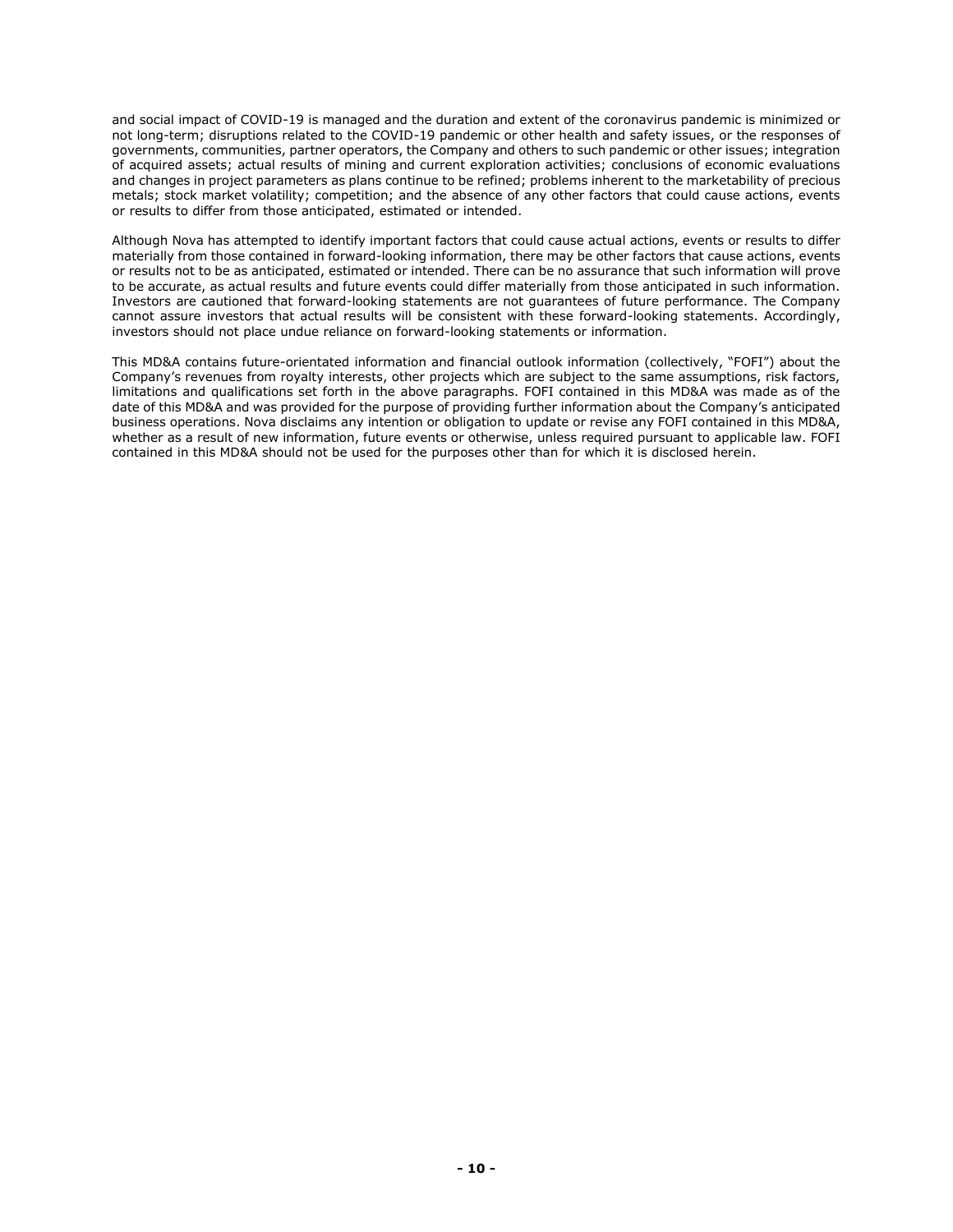and social impact of COVID-19 is managed and the duration and extent of the coronavirus pandemic is minimized or not long-term; disruptions related to the COVID-19 pandemic or other health and safety issues, or the responses of governments, communities, partner operators, the Company and others to such pandemic or other issues; integration of acquired assets; actual results of mining and current exploration activities; conclusions of economic evaluations and changes in project parameters as plans continue to be refined; problems inherent to the marketability of precious metals; stock market volatility; competition; and the absence of any other factors that could cause actions, events or results to differ from those anticipated, estimated or intended.

Although Nova has attempted to identify important factors that could cause actual actions, events or results to differ materially from those contained in forward-looking information, there may be other factors that cause actions, events or results not to be as anticipated, estimated or intended. There can be no assurance that such information will prove to be accurate, as actual results and future events could differ materially from those anticipated in such information. Investors are cautioned that forward-looking statements are not guarantees of future performance. The Company cannot assure investors that actual results will be consistent with these forward-looking statements. Accordingly, investors should not place undue reliance on forward-looking statements or information.

This MD&A contains future-orientated information and financial outlook information (collectively, "FOFI") about the Company's revenues from royalty interests, other projects which are subject to the same assumptions, risk factors, limitations and qualifications set forth in the above paragraphs. FOFI contained in this MD&A was made as of the date of this MD&A and was provided for the purpose of providing further information about the Company's anticipated business operations. Nova disclaims any intention or obligation to update or revise any FOFI contained in this MD&A, whether as a result of new information, future events or otherwise, unless required pursuant to applicable law. FOFI contained in this MD&A should not be used for the purposes other than for which it is disclosed herein.